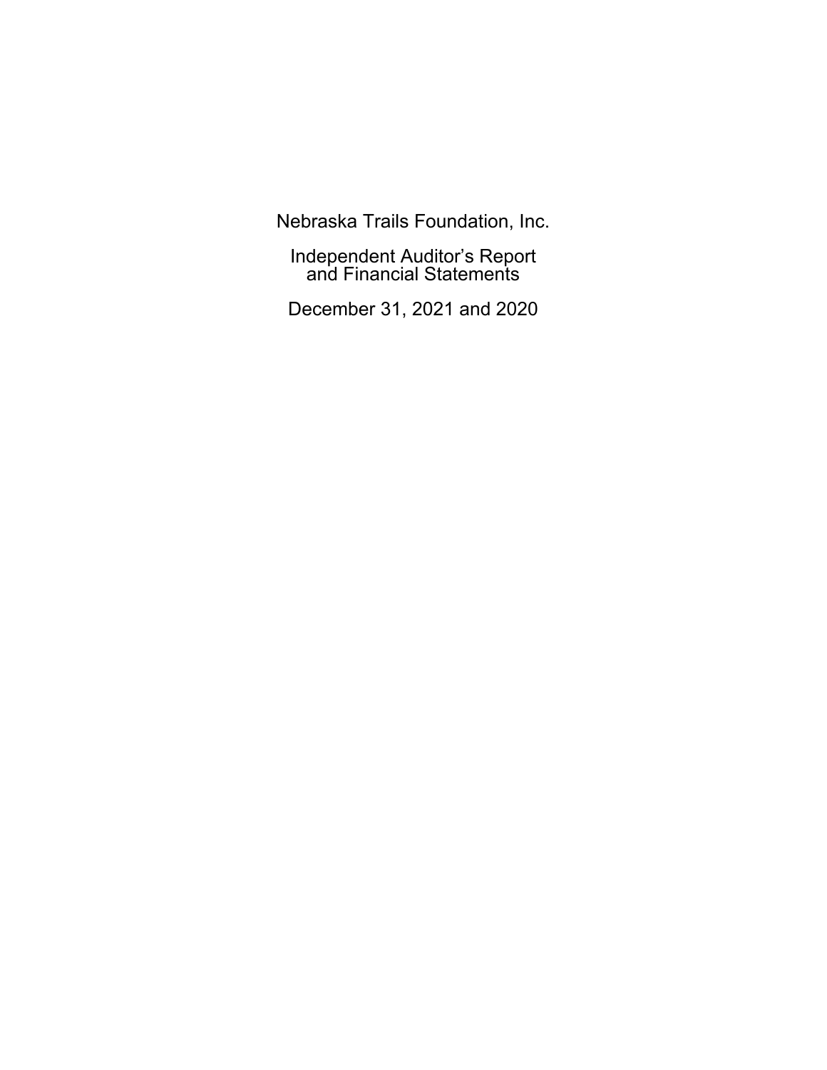# Nebraska Trails Foundation, Inc.

Independent Auditor's Report
and Financial Statements

December 31, 2021 and 2020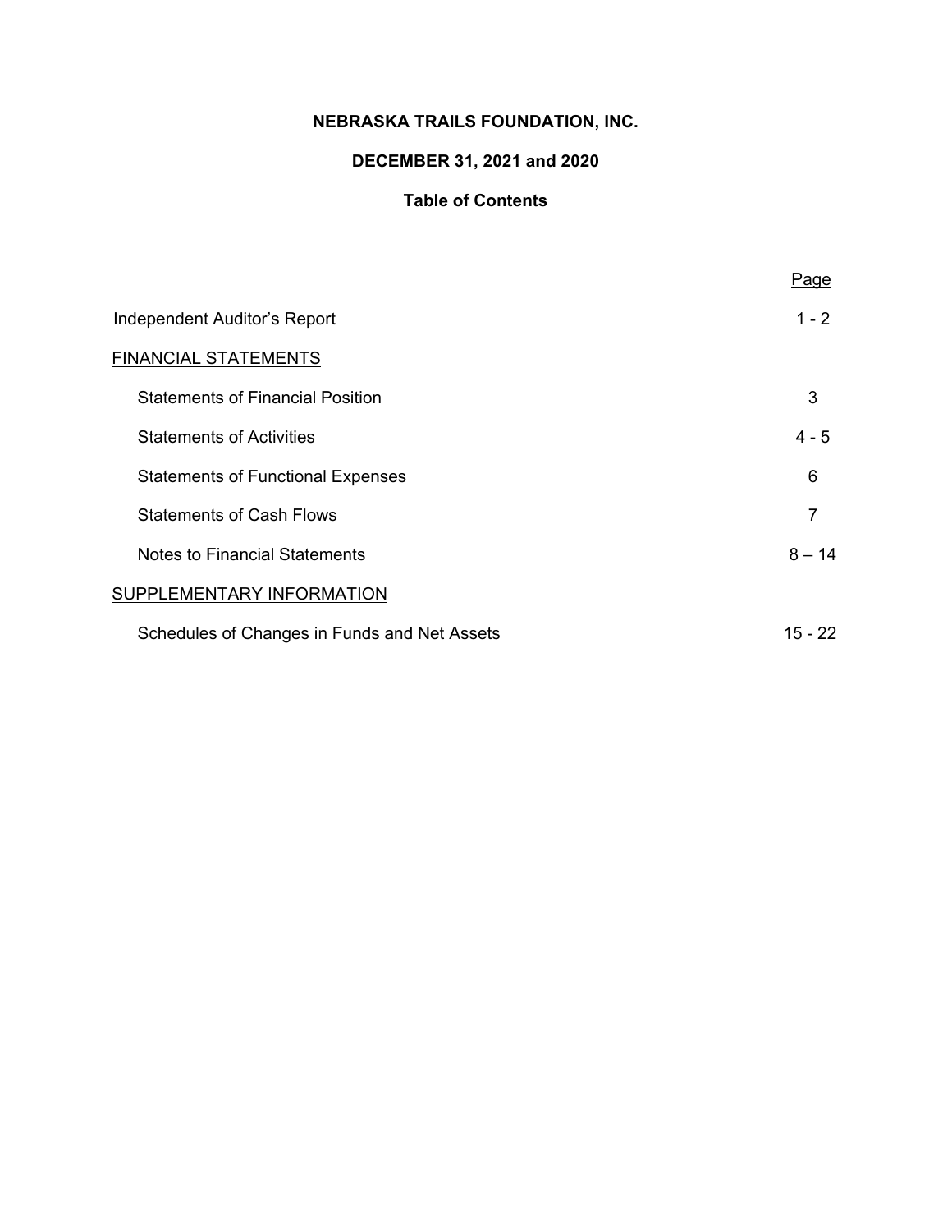**NEBRASKA TRAILS FOUNDATION, INC.**

**DECEMBER 31, 2021 and 2020**

**Table of Contents**

| | Page |
|---|---|
| Independent Auditor's Report | 1 - 2 |
| FINANCIAL STATEMENTS | |
| Statements of Financial Position | 3 |
| Statements of Activities | 4 - 5 |
| Statements of Functional Expenses | 6 |
| Statements of Cash Flows | 7 |
| Notes to Financial Statements | 8 – 14 |
| SUPPLEMENTARY INFORMATION | |
| Schedules of Changes in Funds and Net Assets | 15 - 22 |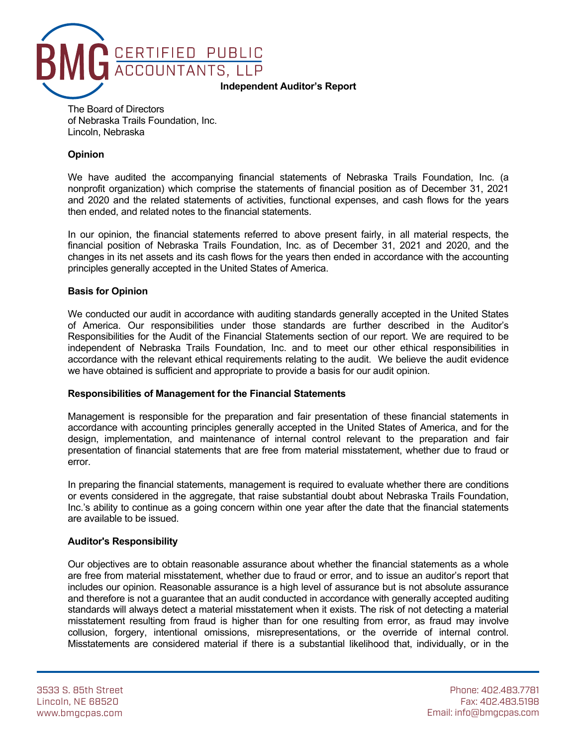**Independent Auditor's Report**

The Board of Directors
of Nebraska Trails Foundation, Inc.
Lincoln, Nebraska

**Opinion**

We have audited the accompanying financial statements of Nebraska Trails Foundation, Inc. (a nonprofit organization) which comprise the statements of financial position as of December 31, 2021 and 2020 and the related statements of activities, functional expenses, and cash flows for the years then ended, and related notes to the financial statements.

In our opinion, the financial statements referred to above present fairly, in all material respects, the financial position of Nebraska Trails Foundation, Inc. as of December 31, 2021 and 2020, and the changes in its net assets and its cash flows for the years then ended in accordance with the accounting principles generally accepted in the United States of America.

**Basis for Opinion**

We conducted our audit in accordance with auditing standards generally accepted in the United States of America. Our responsibilities under those standards are further described in the Auditor's Responsibilities for the Audit of the Financial Statements section of our report. We are required to be independent of Nebraska Trails Foundation, Inc. and to meet our other ethical responsibilities in accordance with the relevant ethical requirements relating to the audit. We believe the audit evidence we have obtained is sufficient and appropriate to provide a basis for our audit opinion.

**Responsibilities of Management for the Financial Statements**

Management is responsible for the preparation and fair presentation of these financial statements in accordance with accounting principles generally accepted in the United States of America, and for the design, implementation, and maintenance of internal control relevant to the preparation and fair presentation of financial statements that are free from material misstatement, whether due to fraud or error.

In preparing the financial statements, management is required to evaluate whether there are conditions or events considered in the aggregate, that raise substantial doubt about Nebraska Trails Foundation, Inc.'s ability to continue as a going concern within one year after the date that the financial statements are available to be issued.

**Auditor's Responsibility**

Our objectives are to obtain reasonable assurance about whether the financial statements as a whole are free from material misstatement, whether due to fraud or error, and to issue an auditor's report that includes our opinion. Reasonable assurance is a high level of assurance but is not absolute assurance and therefore is not a guarantee that an audit conducted in accordance with generally accepted auditing standards will always detect a material misstatement when it exists. The risk of not detecting a material misstatement resulting from fraud is higher than for one resulting from error, as fraud may involve collusion, forgery, intentional omissions, misrepresentations, or the override of internal control. Misstatements are considered material if there is a substantial likelihood that, individually, or in the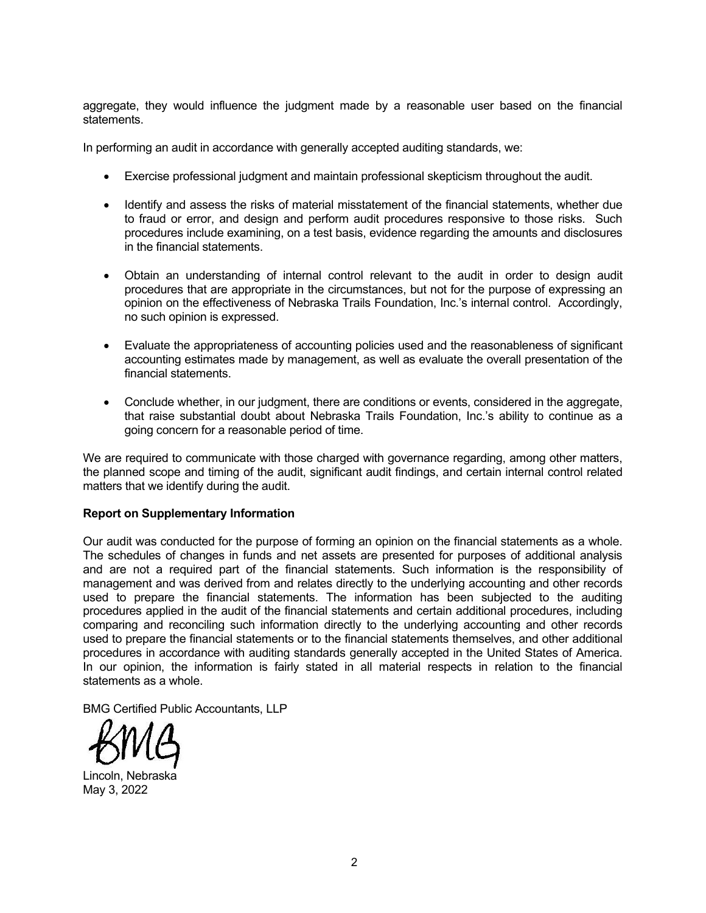aggregate, they would influence the judgment made by a reasonable user based on the financial statements.

In performing an audit in accordance with generally accepted auditing standards, we:

- Exercise professional judgment and maintain professional skepticism throughout the audit.
- Identify and assess the risks of material misstatement of the financial statements, whether due to fraud or error, and design and perform audit procedures responsive to those risks. Such procedures include examining, on a test basis, evidence regarding the amounts and disclosures in the financial statements.
- Obtain an understanding of internal control relevant to the audit in order to design audit procedures that are appropriate in the circumstances, but not for the purpose of expressing an opinion on the effectiveness of Nebraska Trails Foundation, Inc.'s internal control. Accordingly, no such opinion is expressed.
- Evaluate the appropriateness of accounting policies used and the reasonableness of significant accounting estimates made by management, as well as evaluate the overall presentation of the financial statements.
- Conclude whether, in our judgment, there are conditions or events, considered in the aggregate, that raise substantial doubt about Nebraska Trails Foundation, Inc.'s ability to continue as a going concern for a reasonable period of time.

We are required to communicate with those charged with governance regarding, among other matters, the planned scope and timing of the audit, significant audit findings, and certain internal control related matters that we identify during the audit.

**Report on Supplementary Information**

Our audit was conducted for the purpose of forming an opinion on the financial statements as a whole. The schedules of changes in funds and net assets are presented for purposes of additional analysis and are not a required part of the financial statements. Such information is the responsibility of management and was derived from and relates directly to the underlying accounting and other records used to prepare the financial statements. The information has been subjected to the auditing procedures applied in the audit of the financial statements and certain additional procedures, including comparing and reconciling such information directly to the underlying accounting and other records used to prepare the financial statements or to the financial statements themselves, and other additional procedures in accordance with auditing standards generally accepted in the United States of America. In our opinion, the information is fairly stated in all material respects in relation to the financial statements as a whole.

BMG Certified Public Accountants, LLP

BMG

Lincoln, Nebraska
May 3, 2022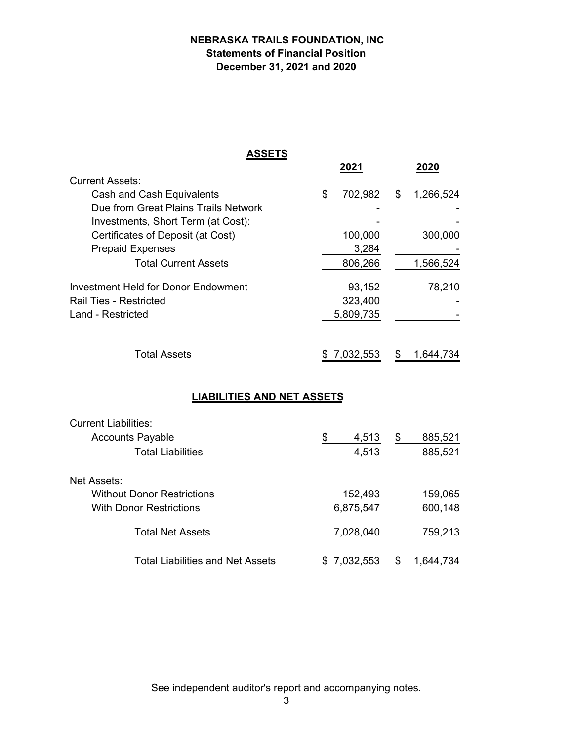# NEBRASKA TRAILS FOUNDATION, INC

## Statements of Financial Position

### December 31, 2021 and 2020

**ASSETS**

| | 2021 | 2020 |
|---|---|---|
| Current Assets: | | |
| Cash and Cash Equivalents | $ 702,982 | $ 1,266,524 |
| Due from Great Plains Trails Network | - | - |
| Investments, Short Term (at Cost): | - | - |
| Certificates of Deposit (at Cost) | 100,000 | 300,000 |
| Prepaid Expenses | 3,284 | - |
| Total Current Assets | 806,266 | 1,566,524 |
| Investment Held for Donor Endowment | 93,152 | 78,210 |
| Rail Ties - Restricted | 323,400 | - |
| Land - Restricted | 5,809,735 | - |
| Total Assets | $ 7,032,553 | $ 1,644,734 |

**LIABILITIES AND NET ASSETS**

| | 2021 | 2020 |
|---|---|---|
| Current Liabilities: | | |
| Accounts Payable | $ 4,513 | $ 885,521 |
| Total Liabilities | 4,513 | 885,521 |
| Net Assets: | | |
| Without Donor Restrictions | 152,493 | 159,065 |
| With Donor Restrictions | 6,875,547 | 600,148 |
| Total Net Assets | 7,028,040 | 759,213 |
| Total Liabilities and Net Assets | $ 7,032,553 | $ 1,644,734 |

See independent auditor's report and accompanying notes.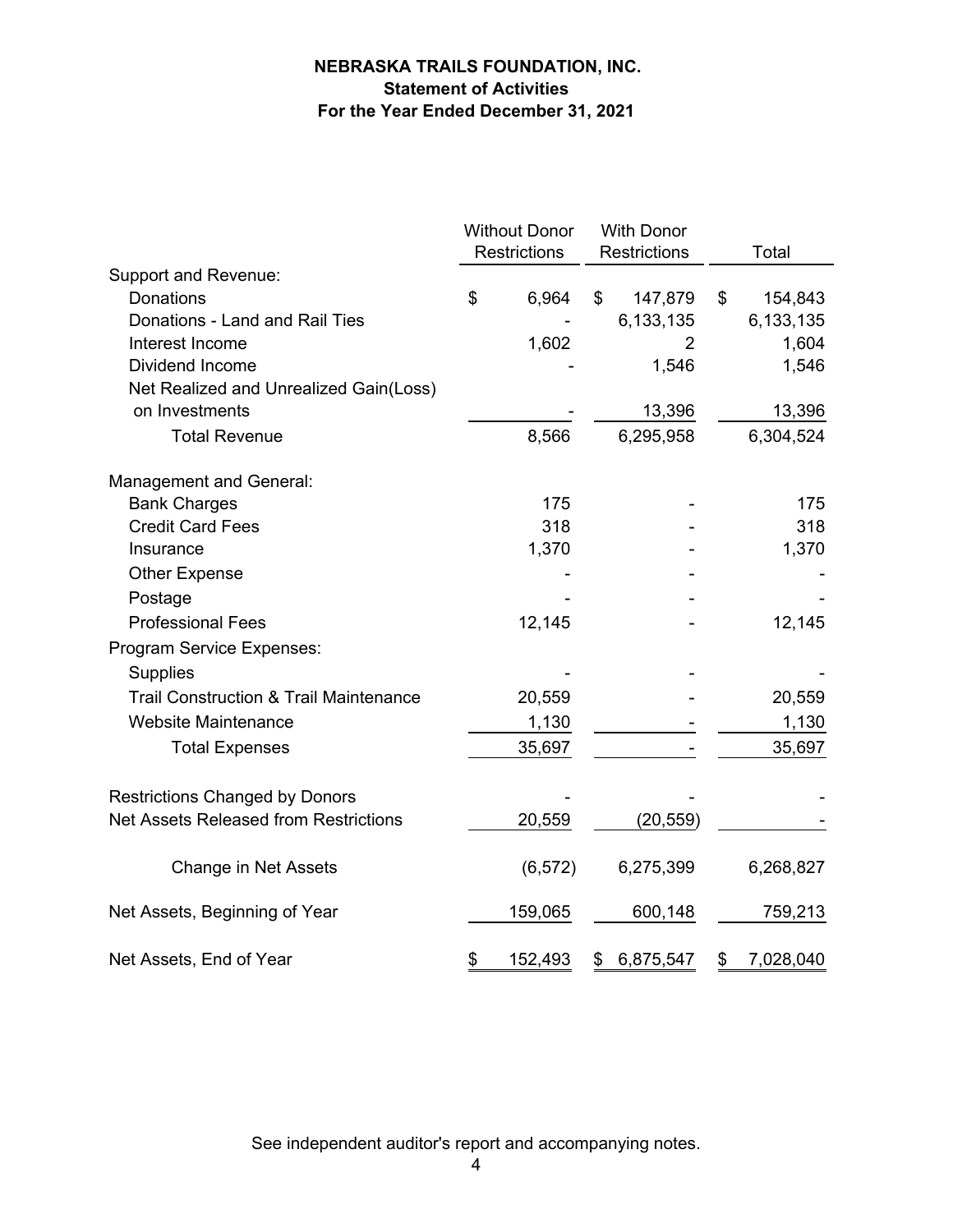# NEBRASKA TRAILS FOUNDATION, INC.
## Statement of Activities
### For the Year Ended December 31, 2021

| | Without Donor Restrictions | With Donor Restrictions | Total |
|---|---|---|---|
| Support and Revenue: | | | |
| Donations | $ 6,964 | $ 147,879 | $ 154,843 |
| Donations - Land and Rail Ties | - | 6,133,135 | 6,133,135 |
| Interest Income | 1,602 | 2 | 1,604 |
| Dividend Income | - | 1,546 | 1,546 |
| Net Realized and Unrealized Gain(Loss) on Investments | - | 13,396 | 13,396 |
| Total Revenue | 8,566 | 6,295,958 | 6,304,524 |
| Management and General: | | | |
| Bank Charges | 175 | - | 175 |
| Credit Card Fees | 318 | - | 318 |
| Insurance | 1,370 | - | 1,370 |
| Other Expense | - | - | - |
| Postage | - | - | - |
| Professional Fees | 12,145 | - | 12,145 |
| Program Service Expenses: | | | |
| Supplies | - | - | - |
| Trail Construction & Trail Maintenance | 20,559 | - | 20,559 |
| Website Maintenance | 1,130 | - | 1,130 |
| Total Expenses | 35,697 | - | 35,697 |
| Restrictions Changed by Donors | - | - | - |
| Net Assets Released from Restrictions | 20,559 | (20,559) | - |
| Change in Net Assets | (6,572) | 6,275,399 | 6,268,827 |
| Net Assets, Beginning of Year | 159,065 | 600,148 | 759,213 |
| Net Assets, End of Year | $ 152,493 | $ 6,875,547 | $ 7,028,040 |

See independent auditor's report and accompanying notes.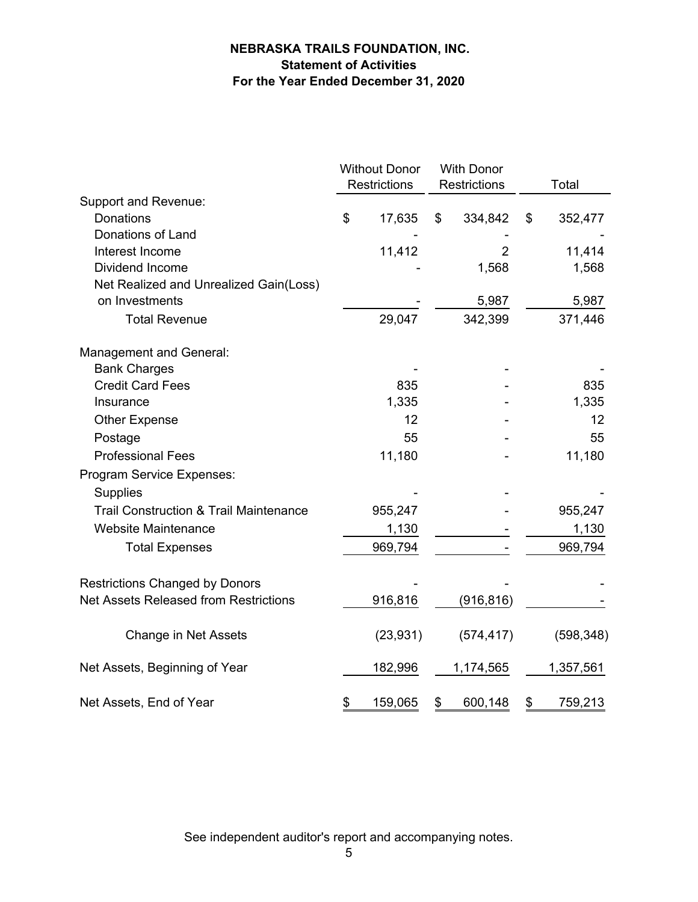**NEBRASKA TRAILS FOUNDATION, INC.**
**Statement of Activities**
**For the Year Ended December 31, 2020**

| | Without Donor Restrictions | With Donor Restrictions | Total |
|---|---|---|---|
| Support and Revenue: | | | |
| Donations | $ 17,635 | $ 334,842 | $ 352,477 |
| Donations of Land | - | - | - |
| Interest Income | 11,412 | 2 | 11,414 |
| Dividend Income | - | 1,568 | 1,568 |
| Net Realized and Unrealized Gain(Loss) on Investments | - | 5,987 | 5,987 |
| Total Revenue | 29,047 | 342,399 | 371,446 |
| Management and General: | | | |
| Bank Charges | - | - | - |
| Credit Card Fees | 835 | - | 835 |
| Insurance | 1,335 | - | 1,335 |
| Other Expense | 12 | - | 12 |
| Postage | 55 | - | 55 |
| Professional Fees | 11,180 | - | 11,180 |
| Program Service Expenses: | | | |
| Supplies | - | - | - |
| Trail Construction & Trail Maintenance | 955,247 | - | 955,247 |
| Website Maintenance | 1,130 | - | 1,130 |
| Total Expenses | 969,794 | - | 969,794 |
| Restrictions Changed by Donors | - | - | - |
| Net Assets Released from Restrictions | 916,816 | (916,816) | - |
| Change in Net Assets | (23,931) | (574,417) | (598,348) |
| Net Assets, Beginning of Year | 182,996 | 1,174,565 | 1,357,561 |
| Net Assets, End of Year | $ 159,065 | $ 600,148 | $ 759,213 |

See independent auditor's report and accompanying notes.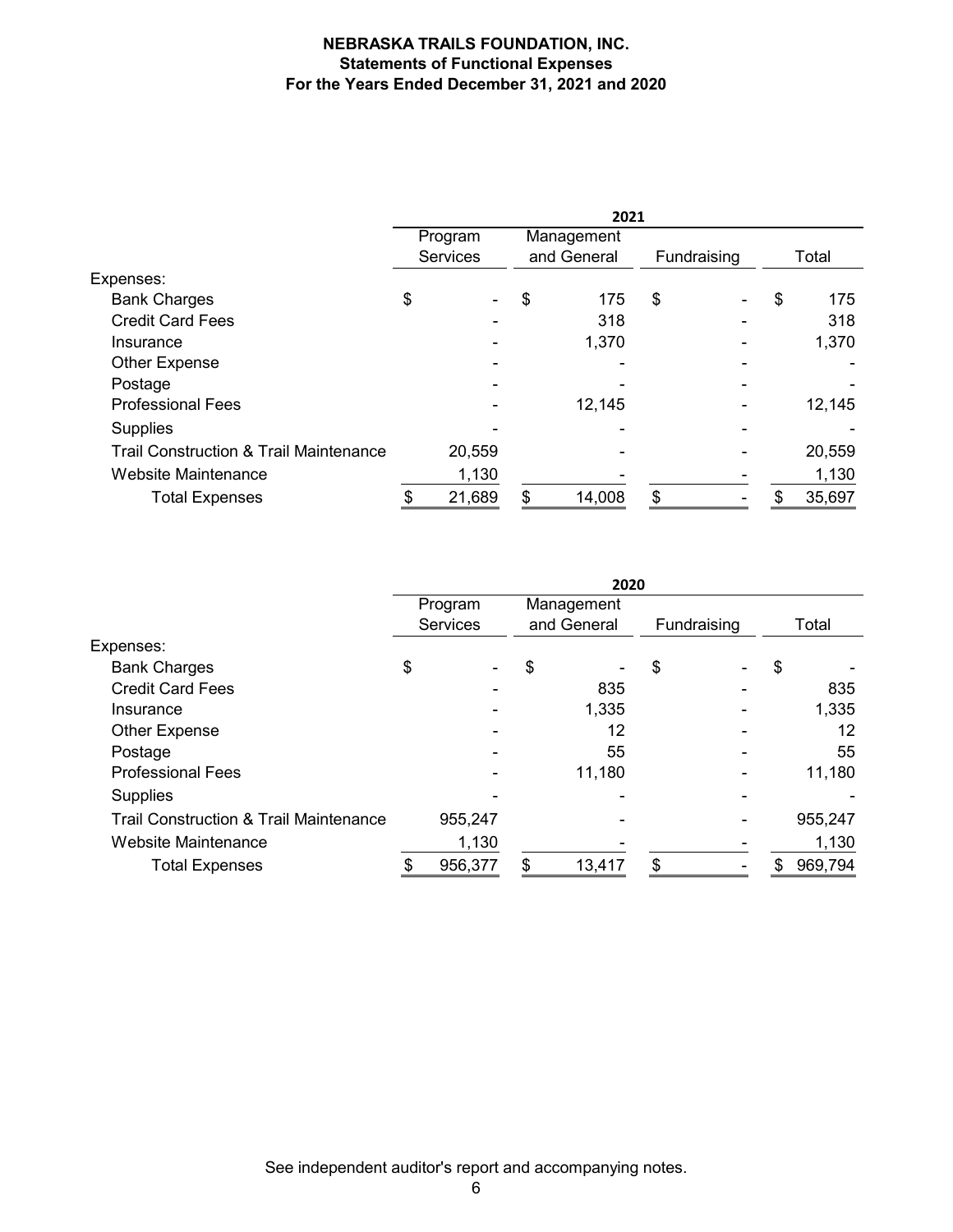# NEBRASKA TRAILS FOUNDATION, INC.

## Statements of Functional Expenses

### For the Years Ended December 31, 2021 and 2020

| | 2021 | | | |
|---|---|---|---|---|
| | Program Services | Management and General | Fundraising | Total |
| Expenses: | | | | |
| Bank Charges | $ - | $ 175 | $ - | $ 175 |
| Credit Card Fees | - | 318 | - | 318 |
| Insurance | - | 1,370 | - | 1,370 |
| Other Expense | - | - | - | - |
| Postage | - | - | - | - |
| Professional Fees | - | 12,145 | - | 12,145 |
| Supplies | - | - | - | - |
| Trail Construction & Trail Maintenance | 20,559 | - | - | 20,559 |
| Website Maintenance | 1,130 | - | - | 1,130 |
| Total Expenses | $ 21,689 | $ 14,008 | $ - | $ 35,697 |

| | 2020 | | | |
|---|---|---|---|---|
| | Program Services | Management and General | Fundraising | Total |
| Expenses: | | | | |
| Bank Charges | $ - | $ - | $ - | $ - |
| Credit Card Fees | - | 835 | - | 835 |
| Insurance | - | 1,335 | - | 1,335 |
| Other Expense | - | 12 | - | 12 |
| Postage | - | 55 | - | 55 |
| Professional Fees | - | 11,180 | - | 11,180 |
| Supplies | - | - | - | - |
| Trail Construction & Trail Maintenance | 955,247 | - | - | 955,247 |
| Website Maintenance | 1,130 | - | - | 1,130 |
| Total Expenses | $ 956,377 | $ 13,417 | $ - | $ 969,794 |

See independent auditor's report and accompanying notes.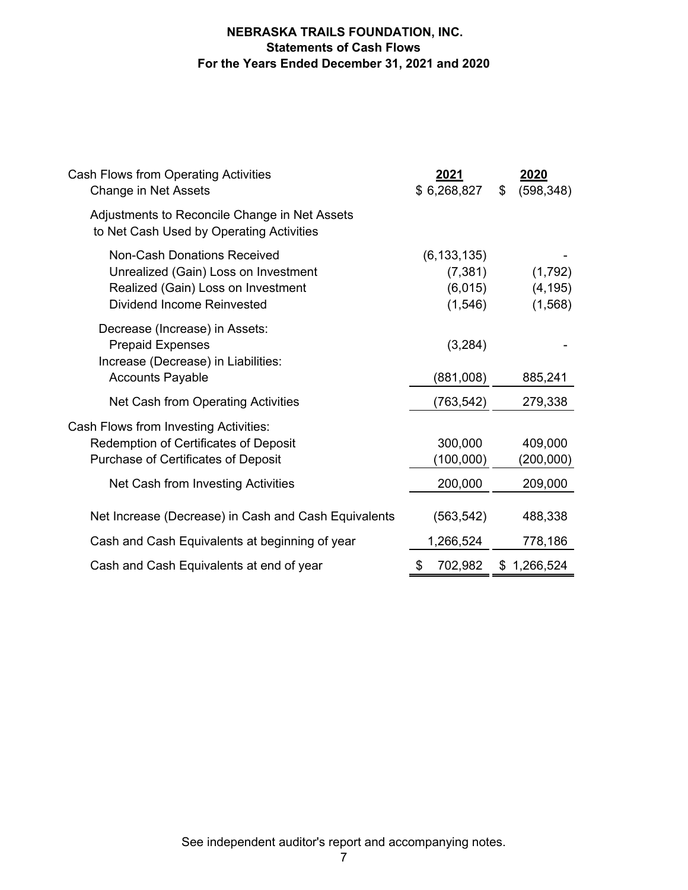# NEBRASKA TRAILS FOUNDATION, INC.
## Statements of Cash Flows
### For the Years Ended December 31, 2021 and 2020

| | 2021 | 2020 |
|---|---|---|
| Cash Flows from Operating Activities | | |
| Change in Net Assets | $ 6,268,827 | $ (598,348) |
| Adjustments to Reconcile Change in Net Assets to Net Cash Used by Operating Activities | | |
| Non-Cash Donations Received | (6,133,135) | - |
| Unrealized (Gain) Loss on Investment | (7,381) | (1,792) |
| Realized (Gain) Loss on Investment | (6,015) | (4,195) |
| Dividend Income Reinvested | (1,546) | (1,568) |
| Decrease (Increase) in Assets: | | |
| Prepaid Expenses | (3,284) | - |
| Increase (Decrease) in Liabilities: | | |
| Accounts Payable | (881,008) | 885,241 |
| Net Cash from Operating Activities | (763,542) | 279,338 |
| Cash Flows from Investing Activities: | | |
| Redemption of Certificates of Deposit | 300,000 | 409,000 |
| Purchase of Certificates of Deposit | (100,000) | (200,000) |
| Net Cash from Investing Activities | 200,000 | 209,000 |
| Net Increase (Decrease) in Cash and Cash Equivalents | (563,542) | 488,338 |
| Cash and Cash Equivalents at beginning of year | 1,266,524 | 778,186 |
| Cash and Cash Equivalents at end of year | $ 702,982 | $ 1,266,524 |

See independent auditor's report and accompanying notes.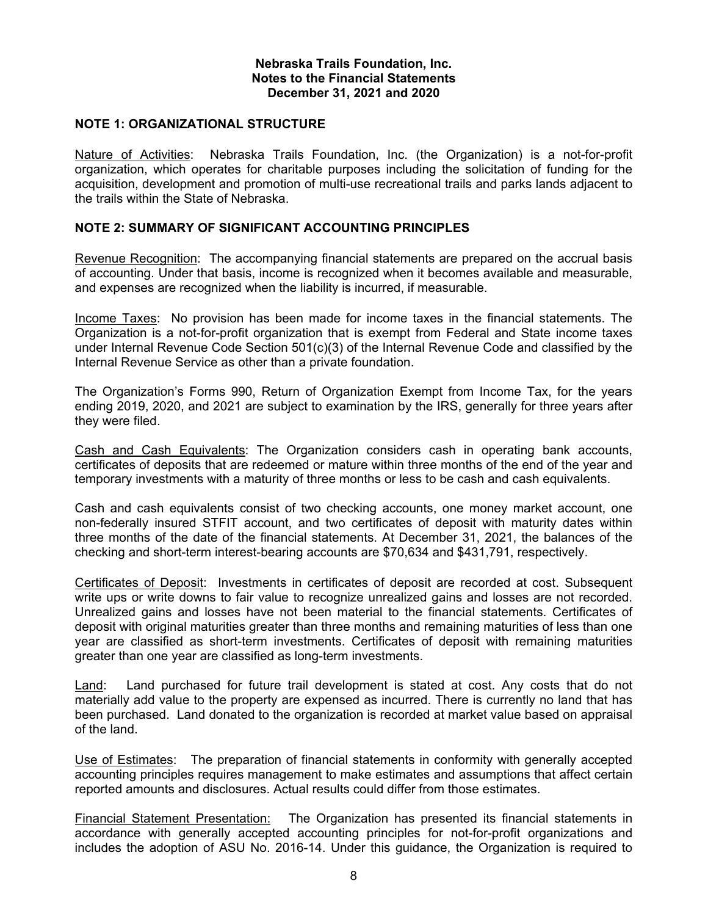**Nebraska Trails Foundation, Inc.**
**Notes to the Financial Statements**
**December 31, 2021 and 2020**

## NOTE 1: ORGANIZATIONAL STRUCTURE

Nature of Activities: Nebraska Trails Foundation, Inc. (the Organization) is a not-for-profit organization, which operates for charitable purposes including the solicitation of funding for the acquisition, development and promotion of multi-use recreational trails and parks lands adjacent to the trails within the State of Nebraska.

## NOTE 2: SUMMARY OF SIGNIFICANT ACCOUNTING PRINCIPLES

Revenue Recognition: The accompanying financial statements are prepared on the accrual basis of accounting. Under that basis, income is recognized when it becomes available and measurable, and expenses are recognized when the liability is incurred, if measurable.

Income Taxes: No provision has been made for income taxes in the financial statements. The Organization is a not-for-profit organization that is exempt from Federal and State income taxes under Internal Revenue Code Section 501(c)(3) of the Internal Revenue Code and classified by the Internal Revenue Service as other than a private foundation.

The Organization's Forms 990, Return of Organization Exempt from Income Tax, for the years ending 2019, 2020, and 2021 are subject to examination by the IRS, generally for three years after they were filed.

Cash and Cash Equivalents: The Organization considers cash in operating bank accounts, certificates of deposits that are redeemed or mature within three months of the end of the year and temporary investments with a maturity of three months or less to be cash and cash equivalents.

Cash and cash equivalents consist of two checking accounts, one money market account, one non-federally insured STFIT account, and two certificates of deposit with maturity dates within three months of the date of the financial statements. At December 31, 2021, the balances of the checking and short-term interest-bearing accounts are $70,634 and $431,791, respectively.

Certificates of Deposit: Investments in certificates of deposit are recorded at cost. Subsequent write ups or write downs to fair value to recognize unrealized gains and losses are not recorded. Unrealized gains and losses have not been material to the financial statements. Certificates of deposit with original maturities greater than three months and remaining maturities of less than one year are classified as short-term investments. Certificates of deposit with remaining maturities greater than one year are classified as long-term investments.

Land: Land purchased for future trail development is stated at cost. Any costs that do not materially add value to the property are expensed as incurred. There is currently no land that has been purchased. Land donated to the organization is recorded at market value based on appraisal of the land.

Use of Estimates: The preparation of financial statements in conformity with generally accepted accounting principles requires management to make estimates and assumptions that affect certain reported amounts and disclosures. Actual results could differ from those estimates.

Financial Statement Presentation: The Organization has presented its financial statements in accordance with generally accepted accounting principles for not-for-profit organizations and includes the adoption of ASU No. 2016-14. Under this guidance, the Organization is required to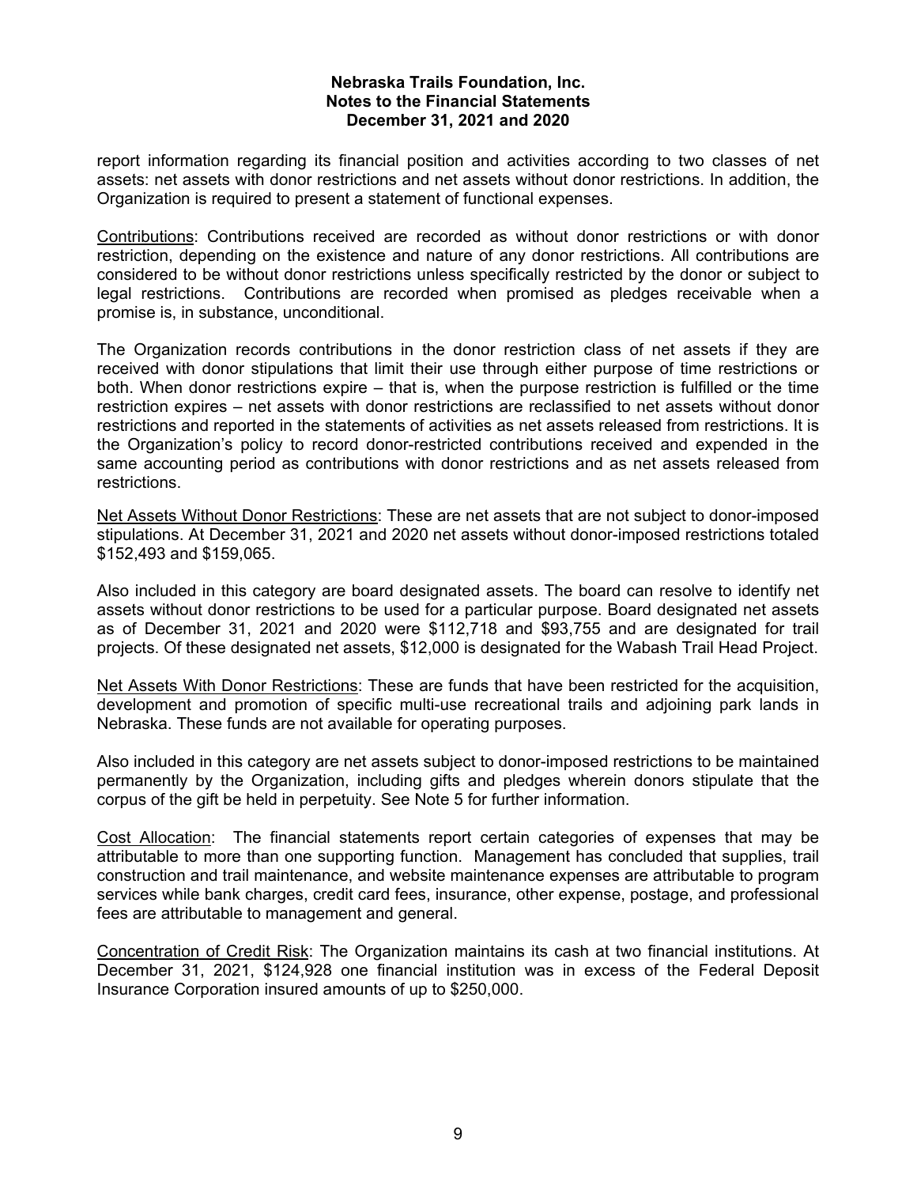report information regarding its financial position and activities according to two classes of net assets: net assets with donor restrictions and net assets without donor restrictions. In addition, the Organization is required to present a statement of functional expenses.

Contributions: Contributions received are recorded as without donor restrictions or with donor restriction, depending on the existence and nature of any donor restrictions. All contributions are considered to be without donor restrictions unless specifically restricted by the donor or subject to legal restrictions. Contributions are recorded when promised as pledges receivable when a promise is, in substance, unconditional.

The Organization records contributions in the donor restriction class of net assets if they are received with donor stipulations that limit their use through either purpose of time restrictions or both. When donor restrictions expire – that is, when the purpose restriction is fulfilled or the time restriction expires – net assets with donor restrictions are reclassified to net assets without donor restrictions and reported in the statements of activities as net assets released from restrictions. It is the Organization's policy to record donor-restricted contributions received and expended in the same accounting period as contributions with donor restrictions and as net assets released from restrictions.

Net Assets Without Donor Restrictions: These are net assets that are not subject to donor-imposed stipulations. At December 31, 2021 and 2020 net assets without donor-imposed restrictions totaled $152,493 and $159,065.

Also included in this category are board designated assets. The board can resolve to identify net assets without donor restrictions to be used for a particular purpose. Board designated net assets as of December 31, 2021 and 2020 were $112,718 and $93,755 and are designated for trail projects. Of these designated net assets, $12,000 is designated for the Wabash Trail Head Project.

Net Assets With Donor Restrictions: These are funds that have been restricted for the acquisition, development and promotion of specific multi-use recreational trails and adjoining park lands in Nebraska. These funds are not available for operating purposes.

Also included in this category are net assets subject to donor-imposed restrictions to be maintained permanently by the Organization, including gifts and pledges wherein donors stipulate that the corpus of the gift be held in perpetuity. See Note 5 for further information.

Cost Allocation: The financial statements report certain categories of expenses that may be attributable to more than one supporting function. Management has concluded that supplies, trail construction and trail maintenance, and website maintenance expenses are attributable to program services while bank charges, credit card fees, insurance, other expense, postage, and professional fees are attributable to management and general.

Concentration of Credit Risk: The Organization maintains its cash at two financial institutions. At December 31, 2021, $124,928 one financial institution was in excess of the Federal Deposit Insurance Corporation insured amounts of up to $250,000.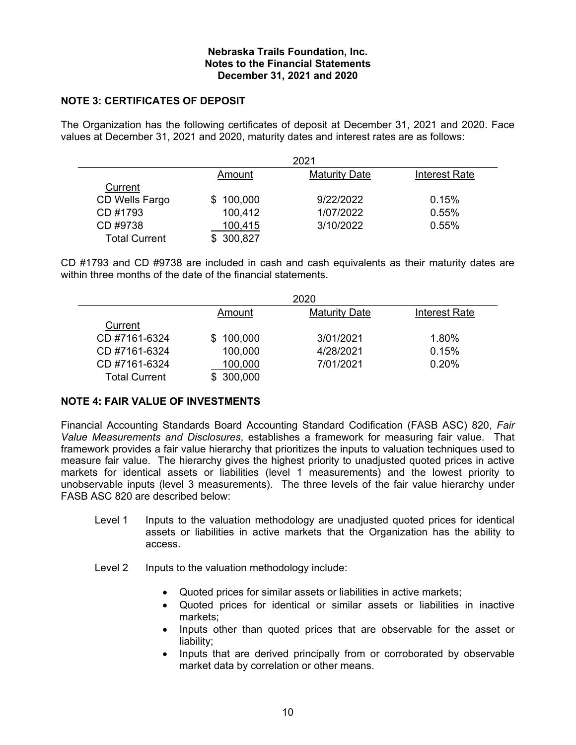**Nebraska Trails Foundation, Inc.**
**Notes to the Financial Statements**
**December 31, 2021 and 2020**

## NOTE 3: CERTIFICATES OF DEPOSIT

The Organization has the following certificates of deposit at December 31, 2021 and 2020. Face values at December 31, 2021 and 2020, maturity dates and interest rates are as follows:

| | 2021 | | |
|---|---|---|---|
| | Amount | Maturity Date | Interest Rate |
| Current | | | |
| CD Wells Fargo | $ 100,000 | 9/22/2022 | 0.15% |
| CD #1793 | 100,412 | 1/07/2022 | 0.55% |
| CD #9738 | 100,415 | 3/10/2022 | 0.55% |
| Total Current | $ 300,827 | | |

CD #1793 and CD #9738 are included in cash and cash equivalents as their maturity dates are within three months of the date of the financial statements.

| | 2020 | | |
|---|---|---|---|
| | Amount | Maturity Date | Interest Rate |
| Current | | | |
| CD #7161-6324 | $ 100,000 | 3/01/2021 | 1.80% |
| CD #7161-6324 | 100,000 | 4/28/2021 | 0.15% |
| CD #7161-6324 | 100,000 | 7/01/2021 | 0.20% |
| Total Current | $ 300,000 | | |

## NOTE 4: FAIR VALUE OF INVESTMENTS

Financial Accounting Standards Board Accounting Standard Codification (FASB ASC) 820, *Fair Value Measurements and Disclosures*, establishes a framework for measuring fair value. That framework provides a fair value hierarchy that prioritizes the inputs to valuation techniques used to measure fair value. The hierarchy gives the highest priority to unadjusted quoted prices in active markets for identical assets or liabilities (level 1 measurements) and the lowest priority to unobservable inputs (level 3 measurements). The three levels of the fair value hierarchy under FASB ASC 820 are described below:

Level 1 Inputs to the valuation methodology are unadjusted quoted prices for identical assets or liabilities in active markets that the Organization has the ability to access.

Level 2 Inputs to the valuation methodology include:

- Quoted prices for similar assets or liabilities in active markets;
- Quoted prices for identical or similar assets or liabilities in inactive markets;
- Inputs other than quoted prices that are observable for the asset or liability;
- Inputs that are derived principally from or corroborated by observable market data by correlation or other means.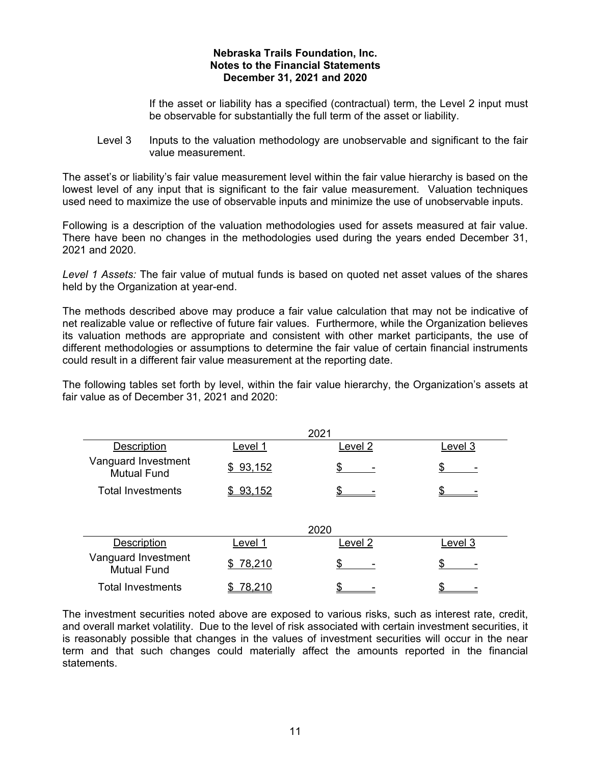If the asset or liability has a specified (contractual) term, the Level 2 input must be observable for substantially the full term of the asset or liability.

Level 3 Inputs to the valuation methodology are unobservable and significant to the fair value measurement.

The asset's or liability's fair value measurement level within the fair value hierarchy is based on the lowest level of any input that is significant to the fair value measurement. Valuation techniques used need to maximize the use of observable inputs and minimize the use of unobservable inputs.

Following is a description of the valuation methodologies used for assets measured at fair value. There have been no changes in the methodologies used during the years ended December 31, 2021 and 2020.

*Level 1 Assets:* The fair value of mutual funds is based on quoted net asset values of the shares held by the Organization at year-end.

The methods described above may produce a fair value calculation that may not be indicative of net realizable value or reflective of future fair values. Furthermore, while the Organization believes its valuation methods are appropriate and consistent with other market participants, the use of different methodologies or assumptions to determine the fair value of certain financial instruments could result in a different fair value measurement at the reporting date.

The following tables set forth by level, within the fair value hierarchy, the Organization's assets at fair value as of December 31, 2021 and 2020:

| 2021 | | | |
|---|---|---|---|
| Description | Level 1 | Level 2 | Level 3 |
| Vanguard Investment Mutual Fund | $ 93,152 | $ - | $ - |
| Total Investments | $ 93,152 | $ - | $ - |

| 2020 | | | |
|---|---|---|---|
| Description | Level 1 | Level 2 | Level 3 |
| Vanguard Investment Mutual Fund | $ 78,210 | $ - | $ - |
| Total Investments | $ 78,210 | $ - | $ - |

The investment securities noted above are exposed to various risks, such as interest rate, credit, and overall market volatility. Due to the level of risk associated with certain investment securities, it is reasonably possible that changes in the values of investment securities will occur in the near term and that such changes could materially affect the amounts reported in the financial statements.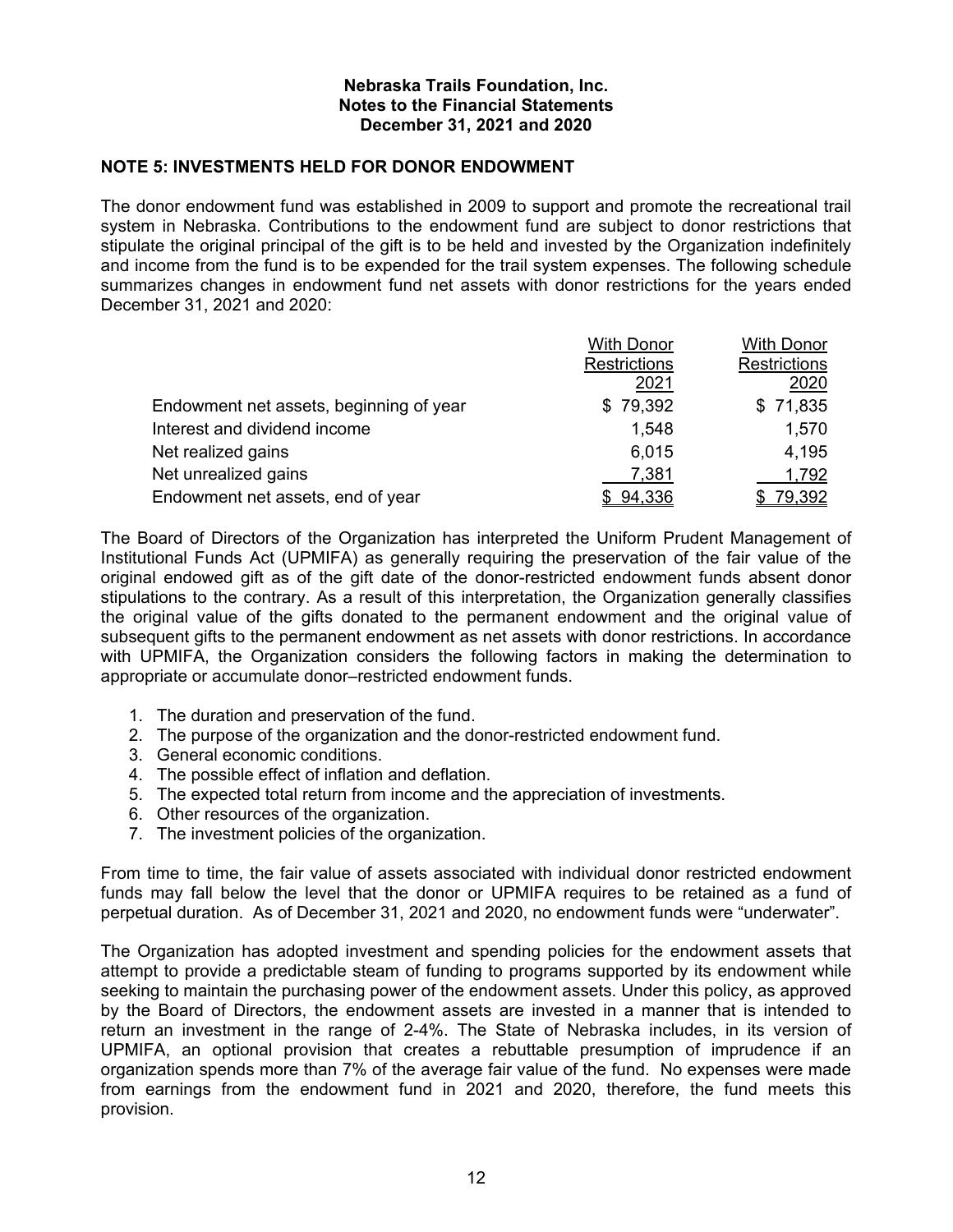**Nebraska Trails Foundation, Inc.**
**Notes to the Financial Statements**
**December 31, 2021 and 2020**

## NOTE 5: INVESTMENTS HELD FOR DONOR ENDOWMENT

The donor endowment fund was established in 2009 to support and promote the recreational trail system in Nebraska. Contributions to the endowment fund are subject to donor restrictions that stipulate the original principal of the gift is to be held and invested by the Organization indefinitely and income from the fund is to be expended for the trail system expenses. The following schedule summarizes changes in endowment fund net assets with donor restrictions for the years ended December 31, 2021 and 2020:

| | With Donor Restrictions 2021 | With Donor Restrictions 2020 |
|---|---|---|
| Endowment net assets, beginning of year | $ 79,392 | $ 71,835 |
| Interest and dividend income | 1,548 | 1,570 |
| Net realized gains | 6,015 | 4,195 |
| Net unrealized gains | 7,381 | 1,792 |
| Endowment net assets, end of year | $ 94,336 | $ 79,392 |

The Board of Directors of the Organization has interpreted the Uniform Prudent Management of Institutional Funds Act (UPMIFA) as generally requiring the preservation of the fair value of the original endowed gift as of the gift date of the donor-restricted endowment funds absent donor stipulations to the contrary. As a result of this interpretation, the Organization generally classifies the original value of the gifts donated to the permanent endowment and the original value of subsequent gifts to the permanent endowment as net assets with donor restrictions. In accordance with UPMIFA, the Organization considers the following factors in making the determination to appropriate or accumulate donor–restricted endowment funds.

1. The duration and preservation of the fund.
2. The purpose of the organization and the donor-restricted endowment fund.
3. General economic conditions.
4. The possible effect of inflation and deflation.
5. The expected total return from income and the appreciation of investments.
6. Other resources of the organization.
7. The investment policies of the organization.

From time to time, the fair value of assets associated with individual donor restricted endowment funds may fall below the level that the donor or UPMIFA requires to be retained as a fund of perpetual duration. As of December 31, 2021 and 2020, no endowment funds were "underwater".

The Organization has adopted investment and spending policies for the endowment assets that attempt to provide a predictable steam of funding to programs supported by its endowment while seeking to maintain the purchasing power of the endowment assets. Under this policy, as approved by the Board of Directors, the endowment assets are invested in a manner that is intended to return an investment in the range of 2-4%. The State of Nebraska includes, in its version of UPMIFA, an optional provision that creates a rebuttable presumption of imprudence if an organization spends more than 7% of the average fair value of the fund. No expenses were made from earnings from the endowment fund in 2021 and 2020, therefore, the fund meets this provision.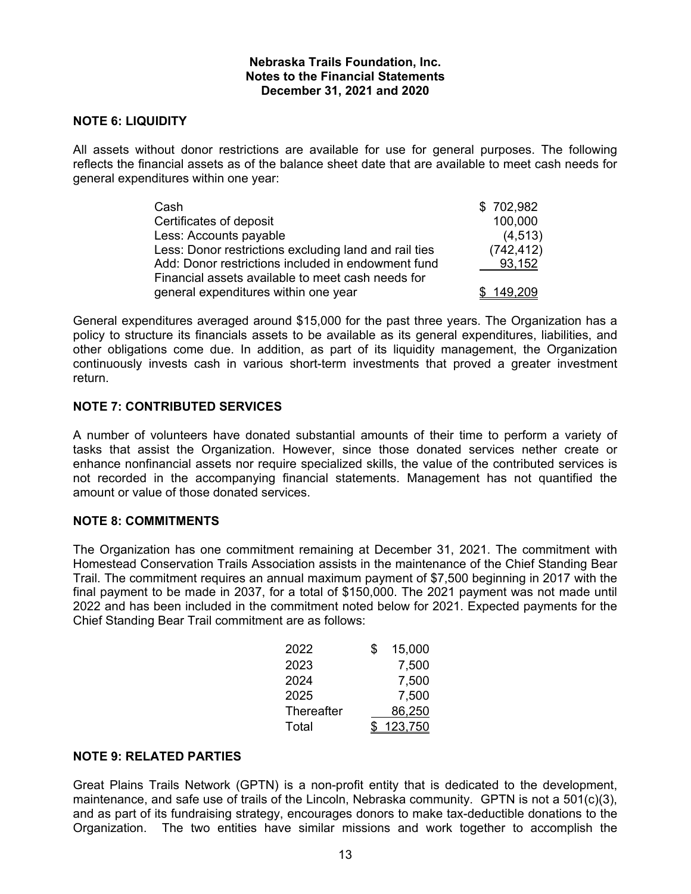**Nebraska Trails Foundation, Inc.**
**Notes to the Financial Statements**
**December 31, 2021 and 2020**

## NOTE 6: LIQUIDITY

All assets without donor restrictions are available for use for general purposes. The following reflects the financial assets as of the balance sheet date that are available to meet cash needs for general expenditures within one year:

| | |
|---|---|
| Cash | $ 702,982 |
| Certificates of deposit | 100,000 |
| Less: Accounts payable | (4,513) |
| Less: Donor restrictions excluding land and rail ties | (742,412) |
| Add: Donor restrictions included in endowment fund | 93,152 |
| Financial assets available to meet cash needs for general expenditures within one year | $ 149,209 |

General expenditures averaged around $15,000 for the past three years. The Organization has a policy to structure its financials assets to be available as its general expenditures, liabilities, and other obligations come due. In addition, as part of its liquidity management, the Organization continuously invests cash in various short-term investments that proved a greater investment return.

## NOTE 7: CONTRIBUTED SERVICES

A number of volunteers have donated substantial amounts of their time to perform a variety of tasks that assist the Organization. However, since those donated services nether create or enhance nonfinancial assets nor require specialized skills, the value of the contributed services is not recorded in the accompanying financial statements. Management has not quantified the amount or value of those donated services.

## NOTE 8: COMMITMENTS

The Organization has one commitment remaining at December 31, 2021. The commitment with Homestead Conservation Trails Association assists in the maintenance of the Chief Standing Bear Trail. The commitment requires an annual maximum payment of $7,500 beginning in 2017 with the final payment to be made in 2037, for a total of $150,000. The 2021 payment was not made until 2022 and has been included in the commitment noted below for 2021. Expected payments for the Chief Standing Bear Trail commitment are as follows:

| | |
|---|---|
| 2022 | $ 15,000 |
| 2023 | 7,500 |
| 2024 | 7,500 |
| 2025 | 7,500 |
| Thereafter | 86,250 |
| Total | $ 123,750 |

## NOTE 9: RELATED PARTIES

Great Plains Trails Network (GPTN) is a non-profit entity that is dedicated to the development, maintenance, and safe use of trails of the Lincoln, Nebraska community. GPTN is not a 501(c)(3), and as part of its fundraising strategy, encourages donors to make tax-deductible donations to the Organization. The two entities have similar missions and work together to accomplish the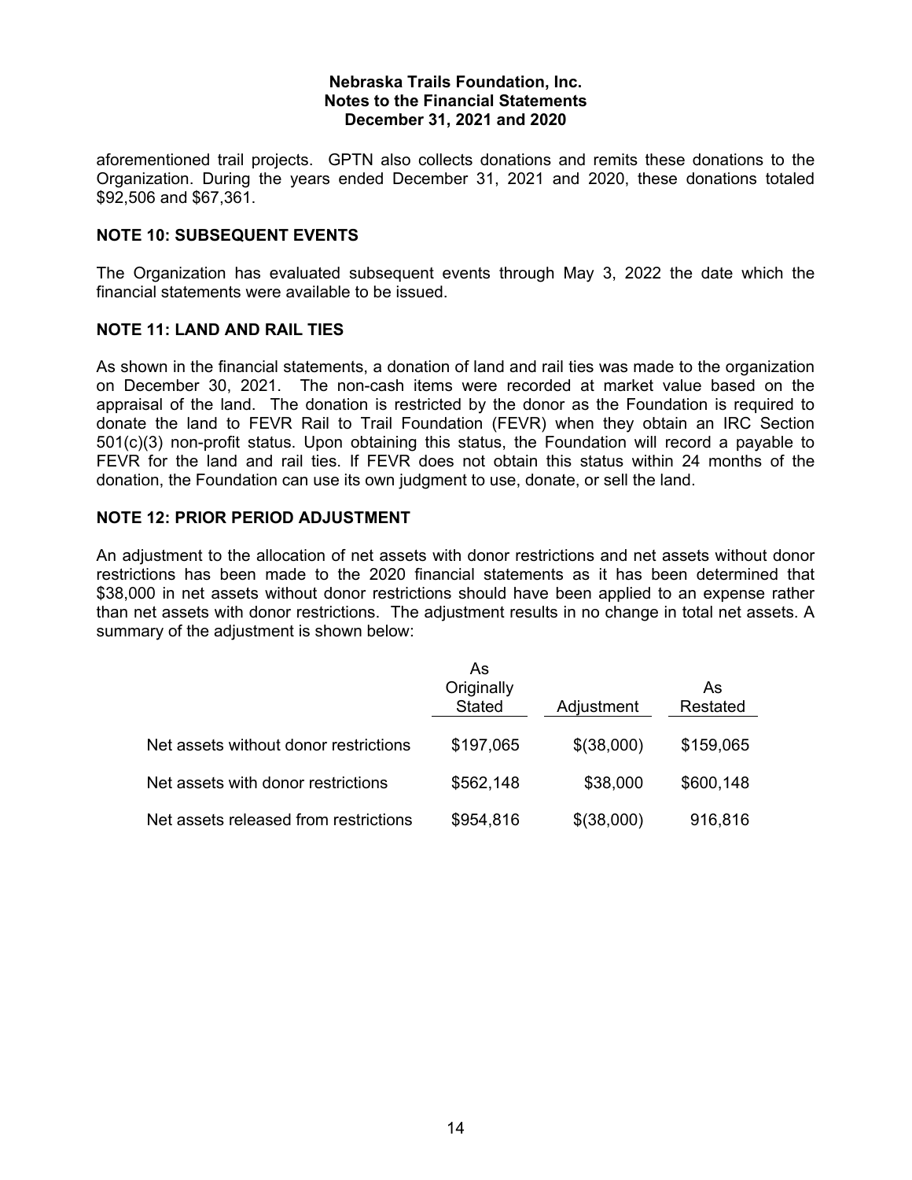aforementioned trail projects. GPTN also collects donations and remits these donations to the Organization. During the years ended December 31, 2021 and 2020, these donations totaled $92,506 and $67,361.

## NOTE 10: SUBSEQUENT EVENTS

The Organization has evaluated subsequent events through May 3, 2022 the date which the financial statements were available to be issued.

## NOTE 11: LAND AND RAIL TIES

As shown in the financial statements, a donation of land and rail ties was made to the organization on December 30, 2021. The non-cash items were recorded at market value based on the appraisal of the land. The donation is restricted by the donor as the Foundation is required to donate the land to FEVR Rail to Trail Foundation (FEVR) when they obtain an IRC Section 501(c)(3) non-profit status. Upon obtaining this status, the Foundation will record a payable to FEVR for the land and rail ties. If FEVR does not obtain this status within 24 months of the donation, the Foundation can use its own judgment to use, donate, or sell the land.

## NOTE 12: PRIOR PERIOD ADJUSTMENT

An adjustment to the allocation of net assets with donor restrictions and net assets without donor restrictions has been made to the 2020 financial statements as it has been determined that $38,000 in net assets without donor restrictions should have been applied to an expense rather than net assets with donor restrictions. The adjustment results in no change in total net assets. A summary of the adjustment is shown below:

| | As Originally Stated | Adjustment | As Restated |
|---|---|---|---|
| Net assets without donor restrictions | $197,065 | $(38,000) | $159,065 |
| Net assets with donor restrictions | $562,148 | $38,000 | $600,148 |
| Net assets released from restrictions | $954,816 | $(38,000) | 916,816 |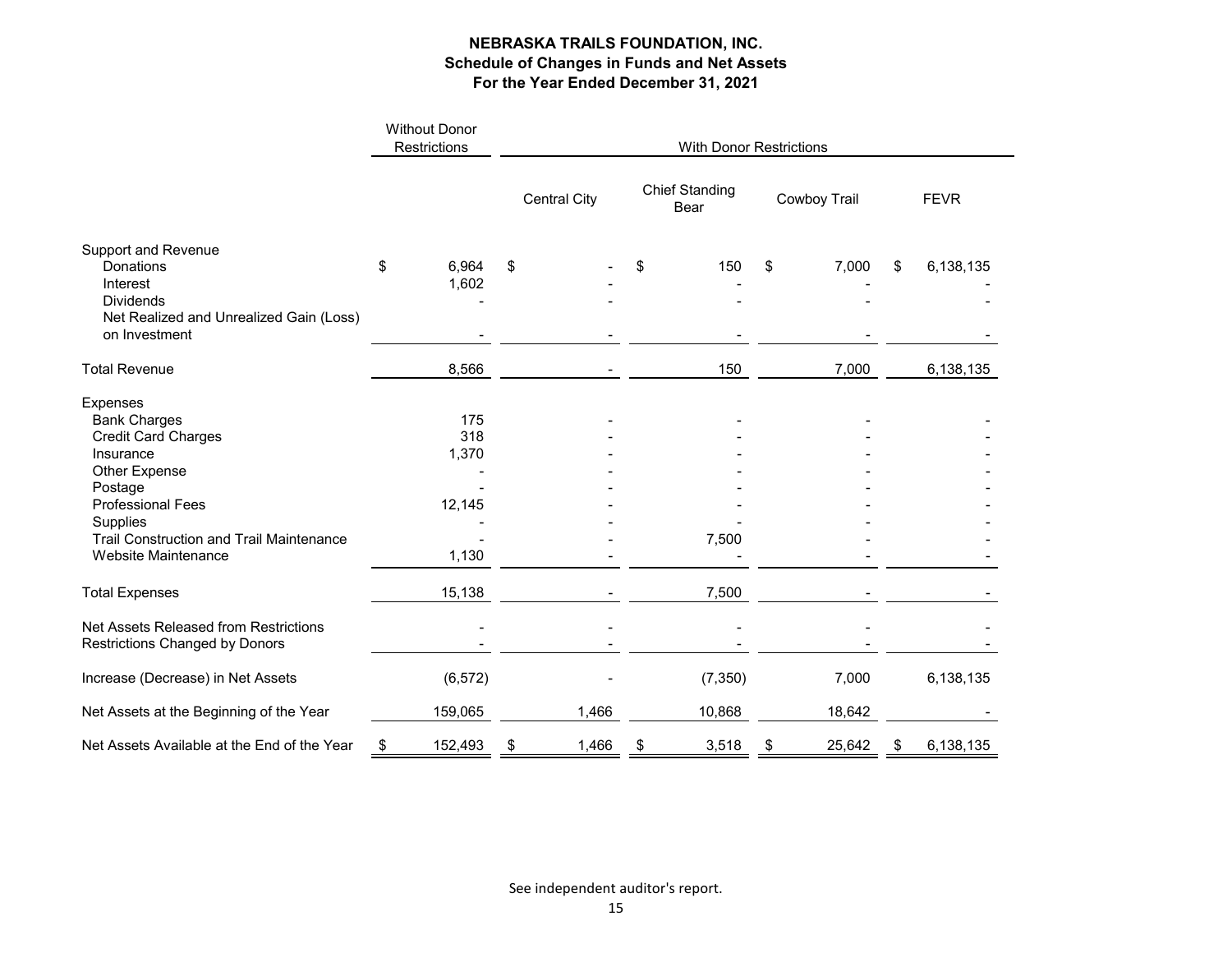# NEBRASKA TRAILS FOUNDATION, INC.
## Schedule of Changes in Funds and Net Assets
### For the Year Ended December 31, 2021

| | Without Donor Restrictions | With Donor Restrictions | | | |
|---|---|---|---|---|---|
| | | Central City | Chief Standing Bear | Cowboy Trail | FEVR |
| **Support and Revenue** | | | | | |
| Donations | $ 6,964 | $ - | $ 150 | $ 7,000 | $ 6,138,135 |
| Interest | 1,602 | - | - | - | - |
| Dividends | - | - | - | - | - |
| Net Realized and Unrealized Gain (Loss) on Investment | - | - | - | - | - |
| **Total Revenue** | 8,566 | - | 150 | 7,000 | 6,138,135 |
| **Expenses** | | | | | |
| Bank Charges | 175 | - | - | - | - |
| Credit Card Charges | 318 | - | - | - | - |
| Insurance | 1,370 | - | - | - | - |
| Other Expense | - | - | - | - | - |
| Postage | - | - | - | - | - |
| Professional Fees | 12,145 | - | - | - | - |
| Supplies | - | - | - | - | - |
| Trail Construction and Trail Maintenance | - | - | 7,500 | - | - |
| Website Maintenance | 1,130 | - | - | - | - |
| **Total Expenses** | 15,138 | - | 7,500 | - | - |
| Net Assets Released from Restrictions | - | - | - | - | - |
| Restrictions Changed by Donors | - | - | - | - | - |
| Increase (Decrease) in Net Assets | (6,572) | - | (7,350) | 7,000 | 6,138,135 |
| Net Assets at the Beginning of the Year | 159,065 | 1,466 | 10,868 | 18,642 | - |
| Net Assets Available at the End of the Year | $ 152,493 | $ 1,466 | $ 3,518 | $ 25,642 | $ 6,138,135 |

See independent auditor's report.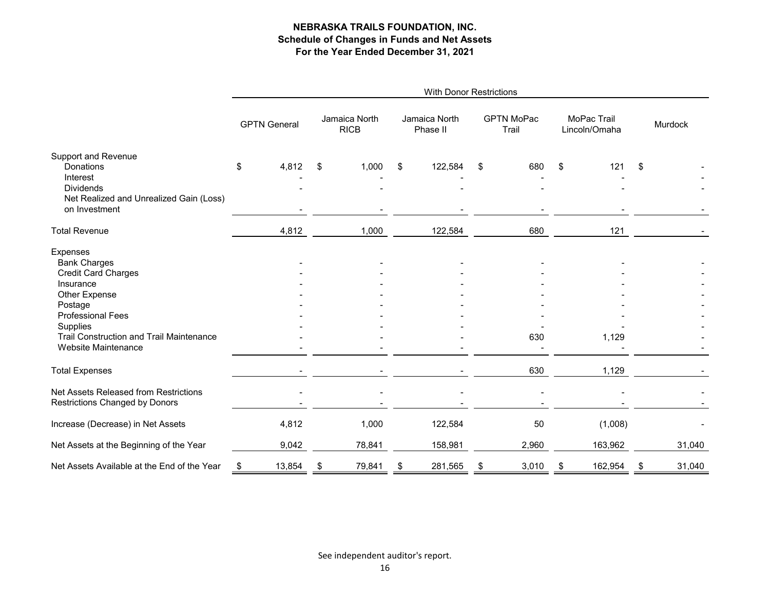**NEBRASKA TRAILS FOUNDATION, INC.**
**Schedule of Changes in Funds and Net Assets**
**For the Year Ended December 31, 2021**

| | With Donor Restrictions | | | | | |
|---|---|---|---|---|---|---|
| | GPTN General | Jamaica North RICB | Jamaica North Phase II | GPTN MoPac Trail | MoPac Trail Lincoln/Omaha | Murdock |
| **Support and Revenue** | | | | | | |
| Donations | $ 4,812 | $ 1,000 | $ 122,584 | $ 680 | $ 121 | $ - |
| Interest | - | - | - | - | - | - |
| Dividends | - | - | - | - | - | - |
| Net Realized and Unrealized Gain (Loss) on Investment | - | - | - | - | - | - |
| Total Revenue | 4,812 | 1,000 | 122,584 | 680 | 121 | - |
| **Expenses** | | | | | | |
| Bank Charges | - | - | - | - | - | - |
| Credit Card Charges | - | - | - | - | - | - |
| Insurance | - | - | - | - | - | - |
| Other Expense | - | - | - | - | - | - |
| Postage | - | - | - | - | - | - |
| Professional Fees | - | - | - | - | - | - |
| Supplies | - | - | - | - | - | - |
| Trail Construction and Trail Maintenance | - | - | - | 630 | 1,129 | - |
| Website Maintenance | - | - | - | - | - | - |
| Total Expenses | - | - | - | 630 | 1,129 | - |
| Net Assets Released from Restrictions | - | - | - | - | - | - |
| Restrictions Changed by Donors | - | - | - | - | - | - |
| Increase (Decrease) in Net Assets | 4,812 | 1,000 | 122,584 | 50 | (1,008) | - |
| Net Assets at the Beginning of the Year | 9,042 | 78,841 | 158,981 | 2,960 | 163,962 | 31,040 |
| Net Assets Available at the End of the Year | $ 13,854 | $ 79,841 | $ 281,565 | $ 3,010 | $ 162,954 | $ 31,040 |

See independent auditor's report.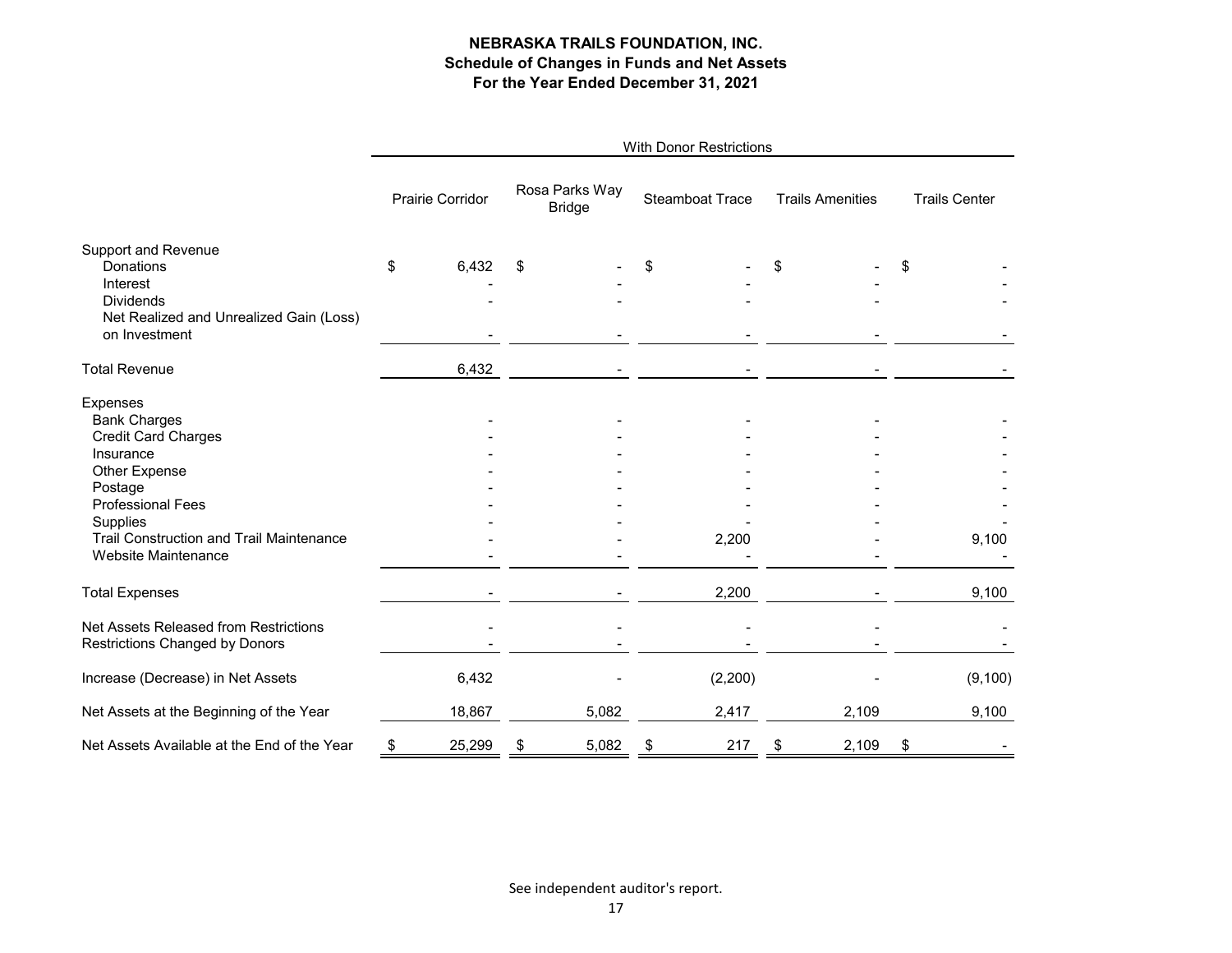**NEBRASKA TRAILS FOUNDATION, INC.**
**Schedule of Changes in Funds and Net Assets**
**For the Year Ended December 31, 2021**

| | With Donor Restrictions | | | | |
|---|---|---|---|---|---|
| | Prairie Corridor | Rosa Parks Way Bridge | Steamboat Trace | Trails Amenities | Trails Center |
| **Support and Revenue** | | | | | |
| Donations | $ 6,432 | $ - | $ - | $ - | $ - |
| Interest | - | - | - | - | - |
| Dividends | - | - | - | - | - |
| Net Realized and Unrealized Gain (Loss) on Investment | - | - | - | - | - |
| **Total Revenue** | 6,432 | - | - | - | - |
| **Expenses** | | | | | |
| Bank Charges | - | - | - | - | - |
| Credit Card Charges | - | - | - | - | - |
| Insurance | - | - | - | - | - |
| Other Expense | - | - | - | - | - |
| Postage | - | - | - | - | - |
| Professional Fees | - | - | - | - | - |
| Supplies | - | - | - | - | - |
| Trail Construction and Trail Maintenance | - | - | 2,200 | - | 9,100 |
| Website Maintenance | - | - | - | - | - |
| **Total Expenses** | - | - | 2,200 | - | 9,100 |
| Net Assets Released from Restrictions | - | - | - | - | - |
| Restrictions Changed by Donors | - | - | - | - | - |
| Increase (Decrease) in Net Assets | 6,432 | - | (2,200) | - | (9,100) |
| Net Assets at the Beginning of the Year | 18,867 | 5,082 | 2,417 | 2,109 | 9,100 |
| Net Assets Available at the End of the Year | $ 25,299 | $ 5,082 | $ 217 | $ 2,109 | $ - |

See independent auditor's report.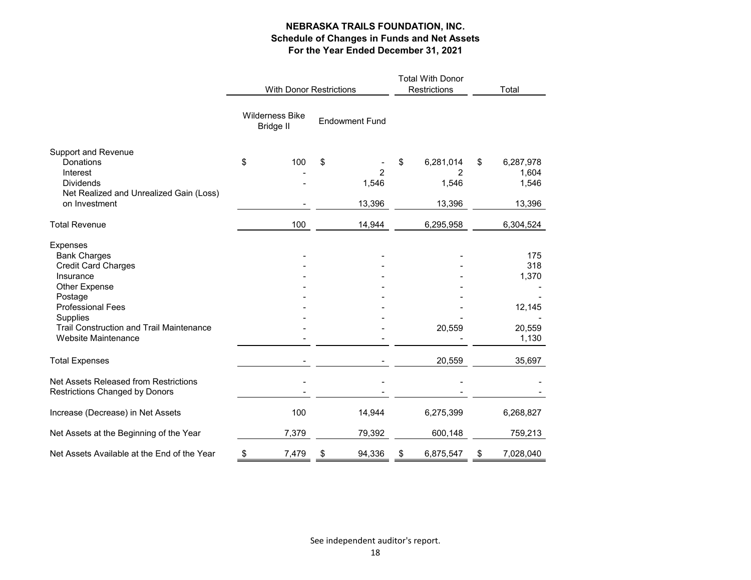**NEBRASKA TRAILS FOUNDATION, INC.**
**Schedule of Changes in Funds and Net Assets**
**For the Year Ended December 31, 2021**

| | With Donor Restrictions | | Total With Donor Restrictions | Total |
|---|---|---|---|---|
| | Wilderness Bike Bridge II | Endowment Fund | | |
| **Support and Revenue** | | | | |
| Donations | $ 100 | $ - | $ 6,281,014 | $ 6,287,978 |
| Interest | - | 2 | 2 | 1,604 |
| Dividends | - | 1,546 | 1,546 | 1,546 |
| Net Realized and Unrealized Gain (Loss) on Investment | - | 13,396 | 13,396 | 13,396 |
| Total Revenue | 100 | 14,944 | 6,295,958 | 6,304,524 |
| **Expenses** | | | | |
| Bank Charges | - | - | - | 175 |
| Credit Card Charges | - | - | - | 318 |
| Insurance | - | - | - | 1,370 |
| Other Expense | - | - | - | - |
| Postage | - | - | - | - |
| Professional Fees | - | - | - | 12,145 |
| Supplies | - | - | - | - |
| Trail Construction and Trail Maintenance | - | - | 20,559 | 20,559 |
| Website Maintenance | - | - | - | 1,130 |
| Total Expenses | - | - | 20,559 | 35,697 |
| Net Assets Released from Restrictions | - | - | - | - |
| Restrictions Changed by Donors | - | - | - | - |
| Increase (Decrease) in Net Assets | 100 | 14,944 | 6,275,399 | 6,268,827 |
| Net Assets at the Beginning of the Year | 7,379 | 79,392 | 600,148 | 759,213 |
| Net Assets Available at the End of the Year | $ 7,479 | $ 94,336 | $ 6,875,547 | $ 7,028,040 |

See independent auditor's report.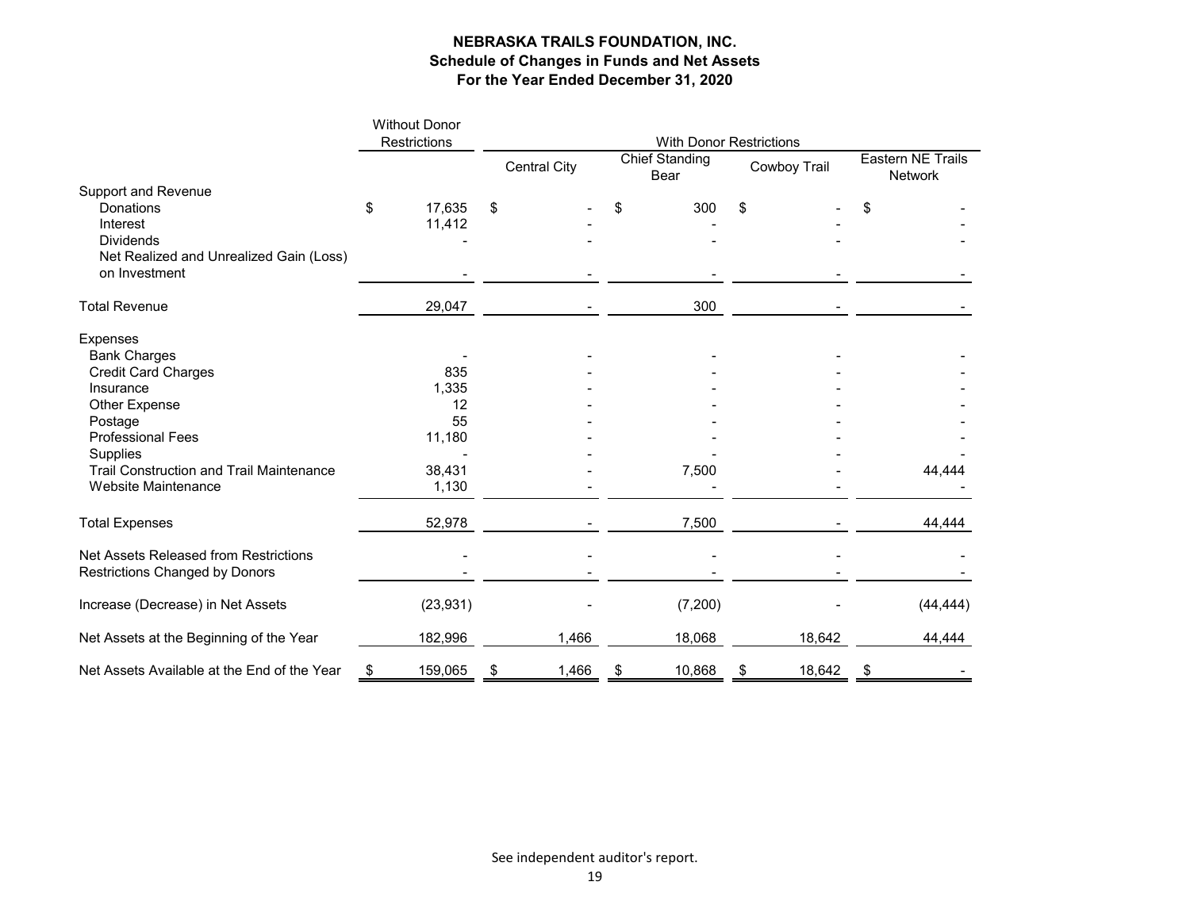**NEBRASKA TRAILS FOUNDATION, INC.**
**Schedule of Changes in Funds and Net Assets**
**For the Year Ended December 31, 2020**

| | Without Donor Restrictions | With Donor Restrictions | | | |
|---|---|---|---|---|---|
| | | Central City | Chief Standing Bear | Cowboy Trail | Eastern NE Trails Network |
| Support and Revenue | | | | | |
| Donations | $ 17,635 | $ - | $ 300 | $ - | $ - |
| Interest | 11,412 | - | - | - | - |
| Dividends | - | - | - | - | - |
| Net Realized and Unrealized Gain (Loss) on Investment | - | - | - | - | - |
| Total Revenue | 29,047 | - | 300 | - | - |
| Expenses | | | | | |
| Bank Charges | - | - | - | - | - |
| Credit Card Charges | 835 | - | - | - | - |
| Insurance | 1,335 | - | - | - | - |
| Other Expense | 12 | - | - | - | - |
| Postage | 55 | - | - | - | - |
| Professional Fees | 11,180 | - | - | - | - |
| Supplies | - | - | - | - | - |
| Trail Construction and Trail Maintenance | 38,431 | - | 7,500 | - | 44,444 |
| Website Maintenance | 1,130 | - | - | - | - |
| Total Expenses | 52,978 | - | 7,500 | - | 44,444 |
| Net Assets Released from Restrictions | - | - | - | - | - |
| Restrictions Changed by Donors | - | - | - | - | - |
| Increase (Decrease) in Net Assets | (23,931) | - | (7,200) | - | (44,444) |
| Net Assets at the Beginning of the Year | 182,996 | 1,466 | 18,068 | 18,642 | 44,444 |
| Net Assets Available at the End of the Year | $ 159,065 | $ 1,466 | $ 10,868 | $ 18,642 | $ - |

See independent auditor's report.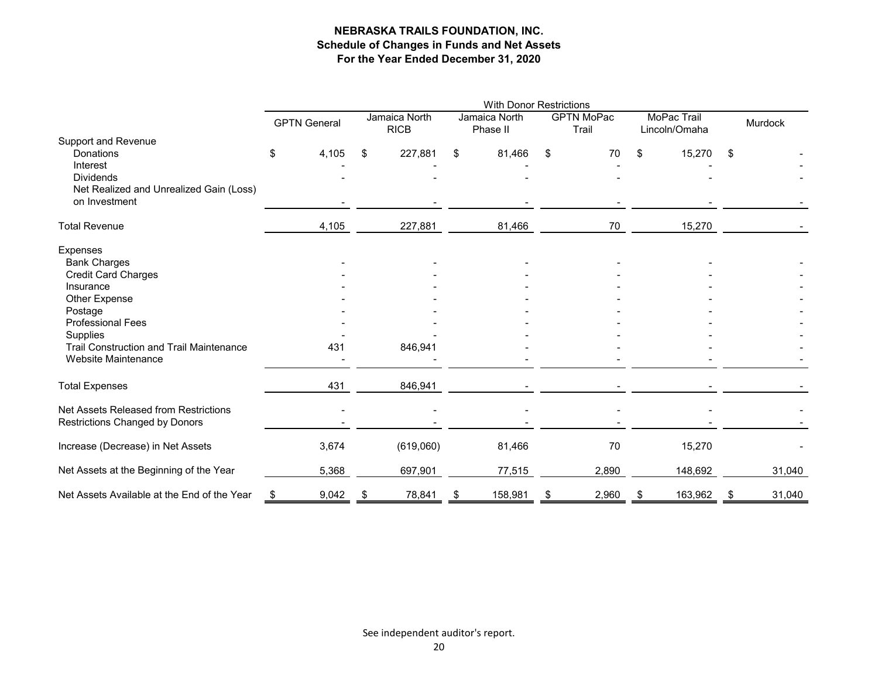**NEBRASKA TRAILS FOUNDATION, INC.**
**Schedule of Changes in Funds and Net Assets**
**For the Year Ended December 31, 2020**

| | With Donor Restrictions | | | | | |
|---|---|---|---|---|---|---|
| | GPTN General | Jamaica North RICB | Jamaica North Phase II | GPTN MoPac Trail | MoPac Trail Lincoln/Omaha | Murdock |
| Support and Revenue | | | | | | |
| Donations | $ 4,105 | $ 227,881 | $ 81,466 | $ 70 | $ 15,270 | $ - |
| Interest | - | - | - | - | - | - |
| Dividends | - | - | - | - | - | - |
| Net Realized and Unrealized Gain (Loss) on Investment | - | - | - | - | - | - |
| Total Revenue | 4,105 | 227,881 | 81,466 | 70 | 15,270 | - |
| Expenses | | | | | | |
| Bank Charges | - | - | - | - | - | - |
| Credit Card Charges | - | - | - | - | - | - |
| Insurance | - | - | - | - | - | - |
| Other Expense | - | - | - | - | - | - |
| Postage | - | - | - | - | - | - |
| Professional Fees | - | - | - | - | - | - |
| Supplies | - | - | - | - | - | - |
| Trail Construction and Trail Maintenance | 431 | 846,941 | - | - | - | - |
| Website Maintenance | - | - | - | - | - | - |
| Total Expenses | 431 | 846,941 | - | - | - | - |
| Net Assets Released from Restrictions | - | - | - | - | - | - |
| Restrictions Changed by Donors | - | - | - | - | - | - |
| Increase (Decrease) in Net Assets | 3,674 | (619,060) | 81,466 | 70 | 15,270 | - |
| Net Assets at the Beginning of the Year | 5,368 | 697,901 | 77,515 | 2,890 | 148,692 | 31,040 |
| Net Assets Available at the End of the Year | $ 9,042 | $ 78,841 | $ 158,981 | $ 2,960 | $ 163,962 | $ 31,040 |

See independent auditor's report.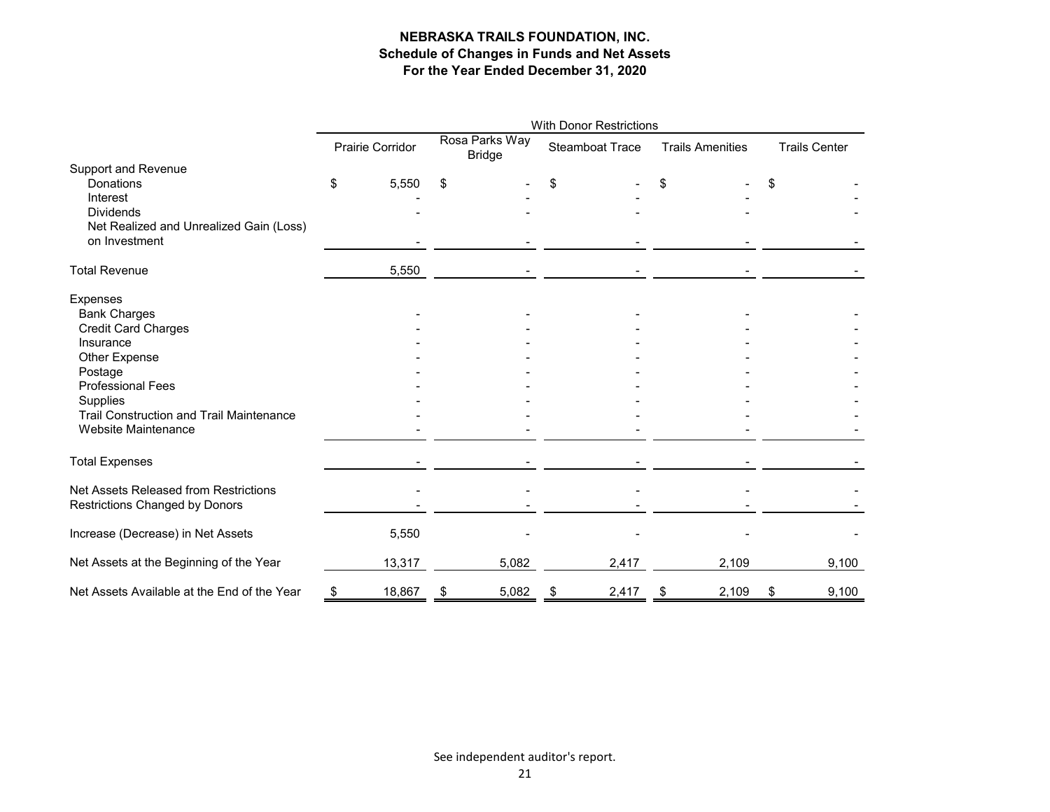**NEBRASKA TRAILS FOUNDATION, INC.**
**Schedule of Changes in Funds and Net Assets**
**For the Year Ended December 31, 2020**

| | With Donor Restrictions | | | | |
|---|---|---|---|---|---|
| | Prairie Corridor | Rosa Parks Way Bridge | Steamboat Trace | Trails Amenities | Trails Center |
| Support and Revenue | | | | | |
| Donations | $ 5,550 | $ - | $ - | $ - | $ - |
| Interest | - | - | - | - | - |
| Dividends | - | - | - | - | - |
| Net Realized and Unrealized Gain (Loss) on Investment | - | - | - | - | - |
| Total Revenue | 5,550 | - | - | - | - |
| Expenses | | | | | |
| Bank Charges | - | - | - | - | - |
| Credit Card Charges | - | - | - | - | - |
| Insurance | - | - | - | - | - |
| Other Expense | - | - | - | - | - |
| Postage | - | - | - | - | - |
| Professional Fees | - | - | - | - | - |
| Supplies | - | - | - | - | - |
| Trail Construction and Trail Maintenance | - | - | - | - | - |
| Website Maintenance | - | - | - | - | - |
| Total Expenses | - | - | - | - | - |
| Net Assets Released from Restrictions | - | - | - | - | - |
| Restrictions Changed by Donors | - | - | - | - | - |
| Increase (Decrease) in Net Assets | 5,550 | - | - | - | - |
| Net Assets at the Beginning of the Year | 13,317 | 5,082 | 2,417 | 2,109 | 9,100 |
| Net Assets Available at the End of the Year | $ 18,867 | $ 5,082 | $ 2,417 | $ 2,109 | $ 9,100 |

See independent auditor's report.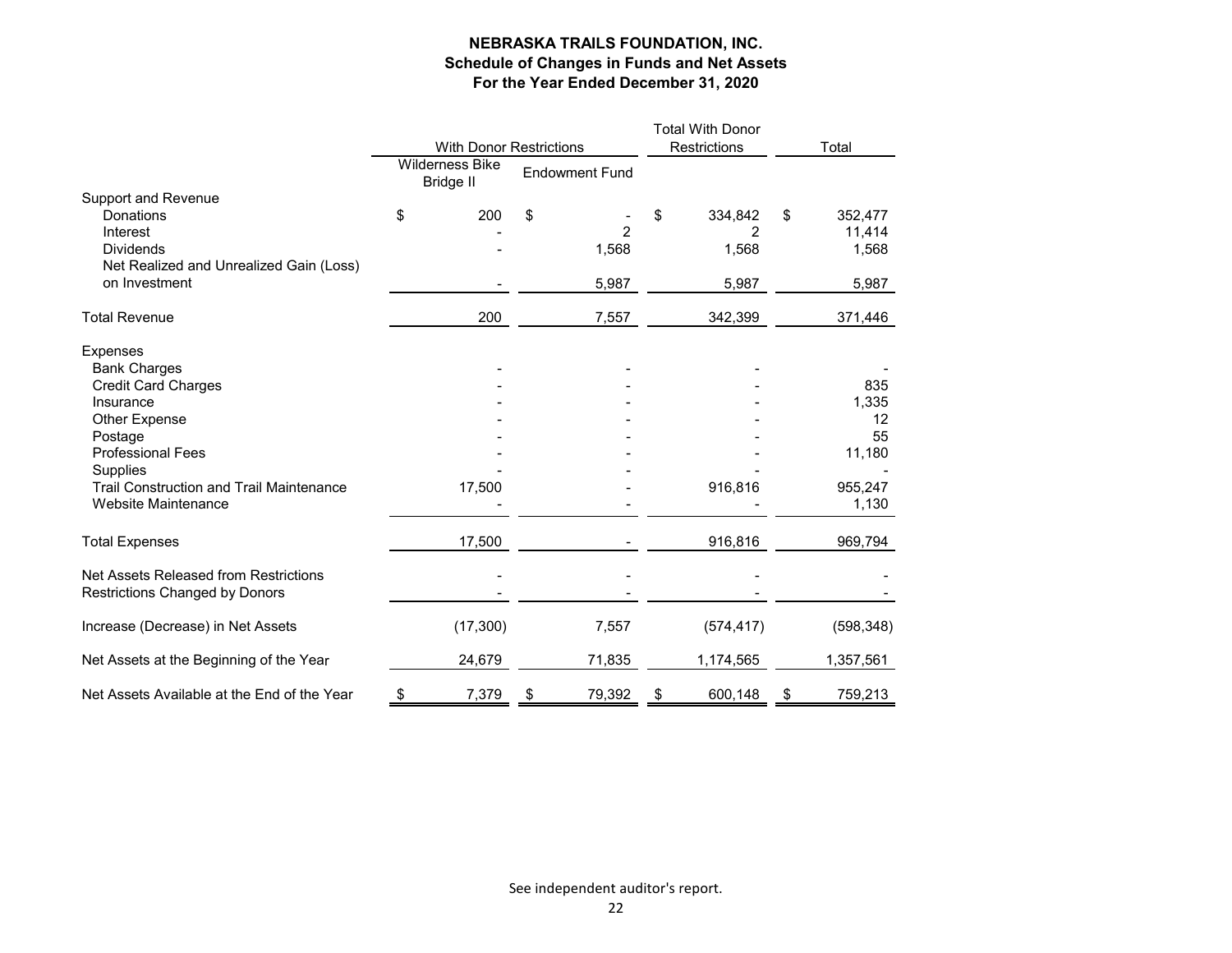**NEBRASKA TRAILS FOUNDATION, INC.**
**Schedule of Changes in Funds and Net Assets**
**For the Year Ended December 31, 2020**

| | With Donor Restrictions | | Total With Donor Restrictions | Total |
|---|---|---|---|---|
| | Wilderness Bike Bridge II | Endowment Fund | | |
| Support and Revenue | | | | |
| Donations | $ 200 | $ - | $ 334,842 | $ 352,477 |
| Interest | - | 2 | 2 | 11,414 |
| Dividends | - | 1,568 | 1,568 | 1,568 |
| Net Realized and Unrealized Gain (Loss) on Investment | - | 5,987 | 5,987 | 5,987 |
| Total Revenue | 200 | 7,557 | 342,399 | 371,446 |
| Expenses | | | | |
| Bank Charges | - | - | - | - |
| Credit Card Charges | - | - | - | 835 |
| Insurance | - | - | - | 1,335 |
| Other Expense | - | - | - | 12 |
| Postage | - | - | - | 55 |
| Professional Fees | - | - | - | 11,180 |
| Supplies | - | - | - | - |
| Trail Construction and Trail Maintenance | 17,500 | - | 916,816 | 955,247 |
| Website Maintenance | - | - | - | 1,130 |
| Total Expenses | 17,500 | - | 916,816 | 969,794 |
| Net Assets Released from Restrictions | - | - | - | - |
| Restrictions Changed by Donors | - | - | - | - |
| Increase (Decrease) in Net Assets | (17,300) | 7,557 | (574,417) | (598,348) |
| Net Assets at the Beginning of the Year | 24,679 | 71,835 | 1,174,565 | 1,357,561 |
| Net Assets Available at the End of the Year | $ 7,379 | $ 79,392 | $ 600,148 | $ 759,213 |

See independent auditor's report.